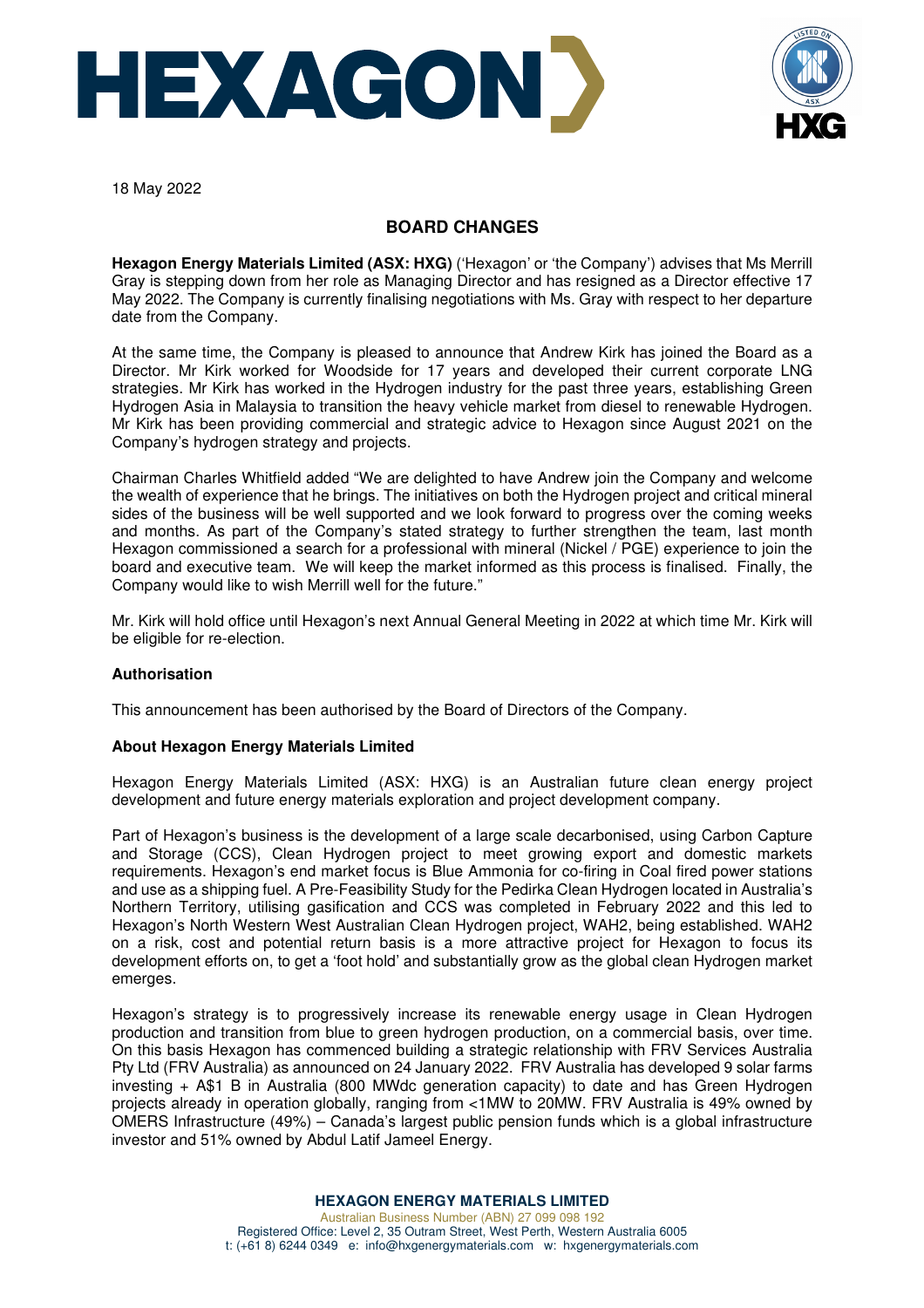18 May 2022

## BOARD CHANGES

**Hexagon Energy Materials Limited (ASX: HXG)** ('Hexagon' or 'the Company') advises that Ms Merrill Gray is stepping down from her role as Managing Director and has resigned as a Director effective 17 May 2022. The Company is currently finalising negotiations with Ms. Gray with respect to her departure date from the Company.

At the same time, the Company is pleased to announce that Andrew Kirk has joined the Board as a Director. Mr Kirk worked for Woodside for 17 years and developed their current corporate LNG strategies. Mr Kirk has worked in the Hydrogen industry for the past three years, establishing Green Hydrogen Asia in Malaysia to transition the heavy vehicle market from diesel to renewable Hydrogen. Mr Kirk has been providing commercial and strategic advice to Hexagon since August 2021 on the Company's hydrogen strategy and projects.

Chairman Charles Whitfield added "We are delighted to have Andrew join the Company and welcome the wealth of experience that he brings. The initiatives on both the Hydrogen project and critical mineral sides of the business will be well supported and we look forward to progress over the coming weeks and months. As part of the Company's stated strategy to further strengthen the team, last month Hexagon commissioned a search for a professional with mineral (Nickel / PGE) experience to join the board and executive team. We will keep the market informed as this process is finalised. Finally, the Company would like to wish Merrill well for the future."

Mr. Kirk will hold office until Hexagon's next Annual General Meeting in 2022 at which time Mr. Kirk will be eligible for re-election.

### Authorisation

This announcement has been authorised by the Board of Directors of the Company.

### About Hexagon Energy Materials Limited

Hexagon Energy Materials Limited (ASX: HXG) is an Australian future clean energy project development and future energy materials exploration and project development company.

Part of Hexagon's business is the development of a large scale decarbonised, using Carbon Capture and Storage (CCS), Clean Hydrogen project to meet growing export and domestic markets requirements. Hexagon's end market focus is Blue Ammonia for co-firing in Coal fired power stations and use as a shipping fuel. A Pre-Feasibility Study for the Pedirka Clean Hydrogen located in Australia's Northern Territory, utilising gasification and CCS was completed in February 2022 and this led to Hexagon's North Western West Australian Clean Hydrogen project, WAH2, being established. WAH2 on a risk, cost and potential return basis is a more attractive project for Hexagon to focus its development efforts on, to get a 'foot hold' and substantially grow as the global clean Hydrogen market emerges.

Hexagon's strategy is to progressively increase its renewable energy usage in Clean Hydrogen production and transition from blue to green hydrogen production, on a commercial basis, over time. On this basis Hexagon has commenced building a strategic relationship with FRV Services Australia Pty Ltd (FRV Australia) as announced on 24 January 2022. FRV Australia has developed 9 solar farms investing + A$1 B in Australia (800 MWdc generation capacity) to date and has Green Hydrogen projects already in operation globally, ranging from <1MW to 20MW. FRV Australia is 49% owned by OMERS Infrastructure (49%) – Canada's largest public pension funds which is a global infrastructure investor and 51% owned by Abdul Latif Jameel Energy.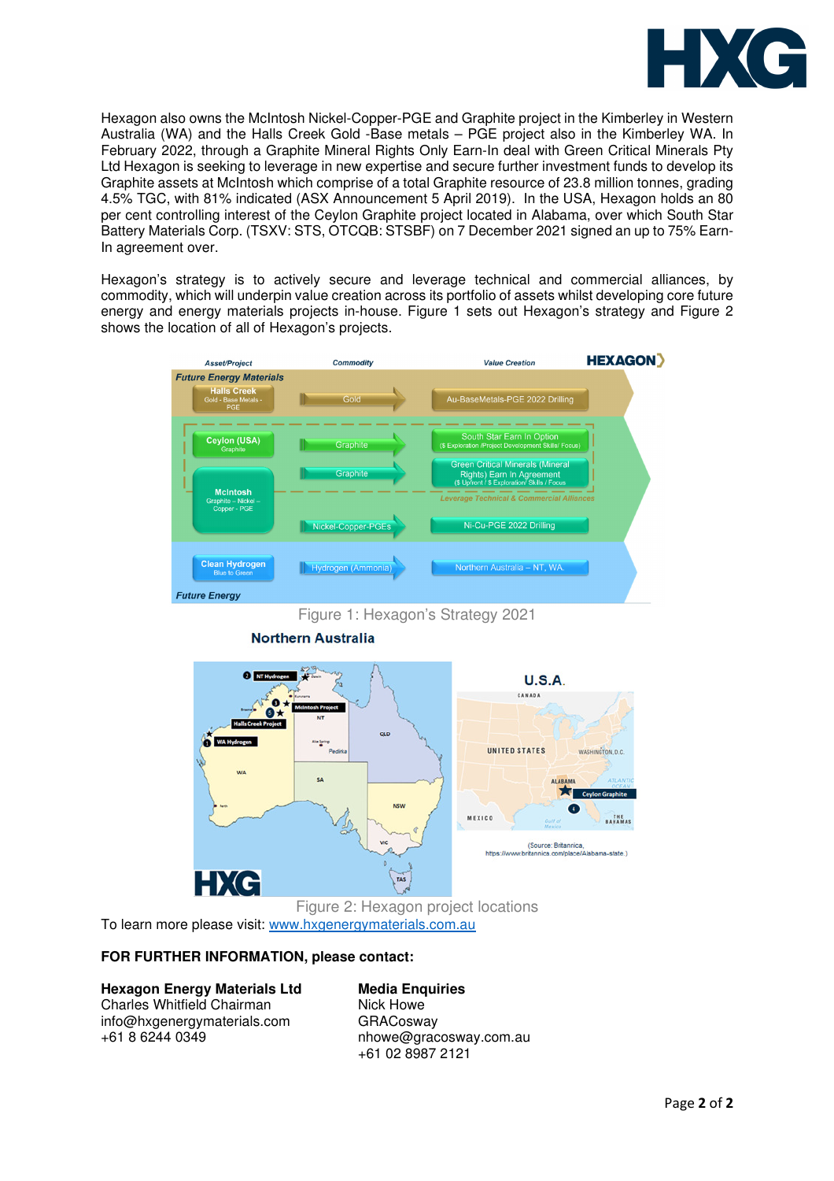Hexagon also owns the McIntosh Nickel-Copper-PGE and Graphite project in the Kimberley in Western Australia (WA) and the Halls Creek Gold -Base metals – PGE project also in the Kimberley WA. In February 2022, through a Graphite Mineral Rights Only Earn-In deal with Green Critical Minerals Pty Ltd Hexagon is seeking to leverage in new expertise and secure further investment funds to develop its Graphite assets at McIntosh which comprise of a total Graphite resource of 23.8 million tonnes, grading 4.5% TGC, with 81% indicated (ASX Announcement 5 April 2019). In the USA, Hexagon holds an 80 per cent controlling interest of the Ceylon Graphite project located in Alabama, over which South Star Battery Materials Corp. (TSXV: STS, OTCQB: STSBF) on 7 December 2021 signed an up to 75% Earn-In agreement over.

Hexagon's strategy is to actively secure and leverage technical and commercial alliances, by commodity, which will underpin value creation across its portfolio of assets whilst developing core future energy and energy materials projects in-house. Figure 1 sets out Hexagon's strategy and Figure 2 shows the location of all of Hexagon's projects.

Asset/Project
Commodity
Value Creation
HEXAGON
Future Energy Materials
Halls Creek
Gold - Base Metals - PGE
Gold
Au-BaseMetals-PGE 2022 Drilling
Ceylon (USA)
Graphite
Graphite
South Star Earn In Option
($ Exploration /Project Development Skills/ Focus)
Graphite
Green Critical Minerals (Mineral Rights) Earn In Agreement
($ Upfront / $ Exploration/ Skills / Focus
McIntosh
Graphite – Nickel – Copper - PGE
Leverage Technical & Commercial Alliances
Nickel-Copper-PGEs
Ni-Cu-PGE 2022 Drilling
Clean Hydrogen
Blue to Green
Hydrogen (Ammonia)
Northern Australia – NT, WA.
Future Energy

Figure 1: Hexagon's Strategy 2021

Northern Australia

NT Hydrogen
McIntosh Project
Halls Creek Project
WA Hydrogen
NT
QLD
WA
SA
NSW
VIC
TAS
Pedirka
HXG

U.S.A.
CANADA
UNITED STATES
WASHINGTON, D.C.
ALABAMA
Ceylon Graphite
ATLANTIC OCEAN
MEXICO
Gulf of Mexico
THE BAHAMAS
(Source: Britannica, https://www.britannica.com/place/Alabama-state )

Figure 2: Hexagon project locations

To learn more please visit: [www.hxgenergymaterials.com.au](http://www.hxgenergymaterials.com.au)

**FOR FURTHER INFORMATION, please contact:**

**Hexagon Energy Materials Ltd**
Charles Whitfield Chairman
info@hxgenergymaterials.com
+61 8 6244 0349

**Media Enquiries**
Nick Howe
GRACosway
nhowe@gracosway.com.au
+61 02 8987 2121